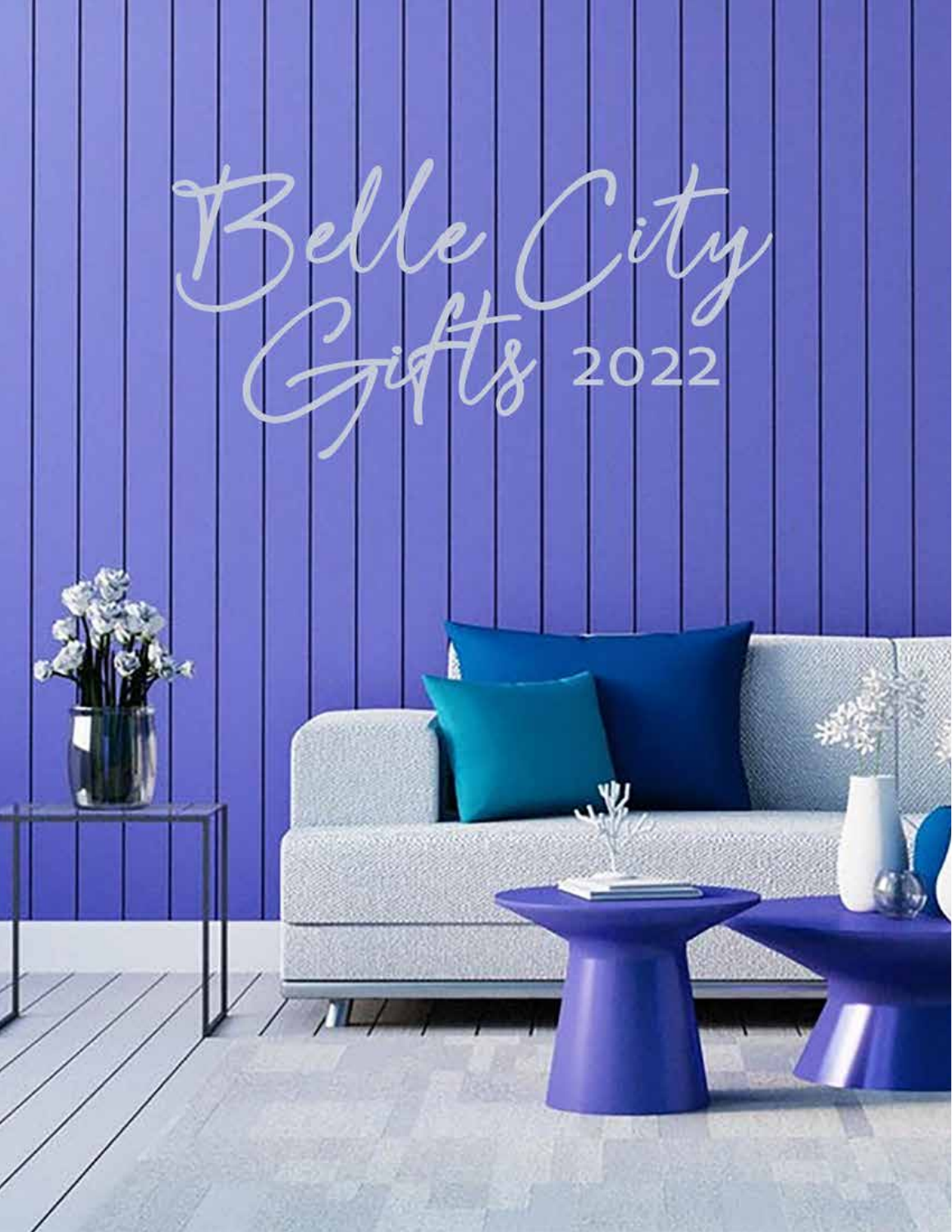# Belle City Gifts 2022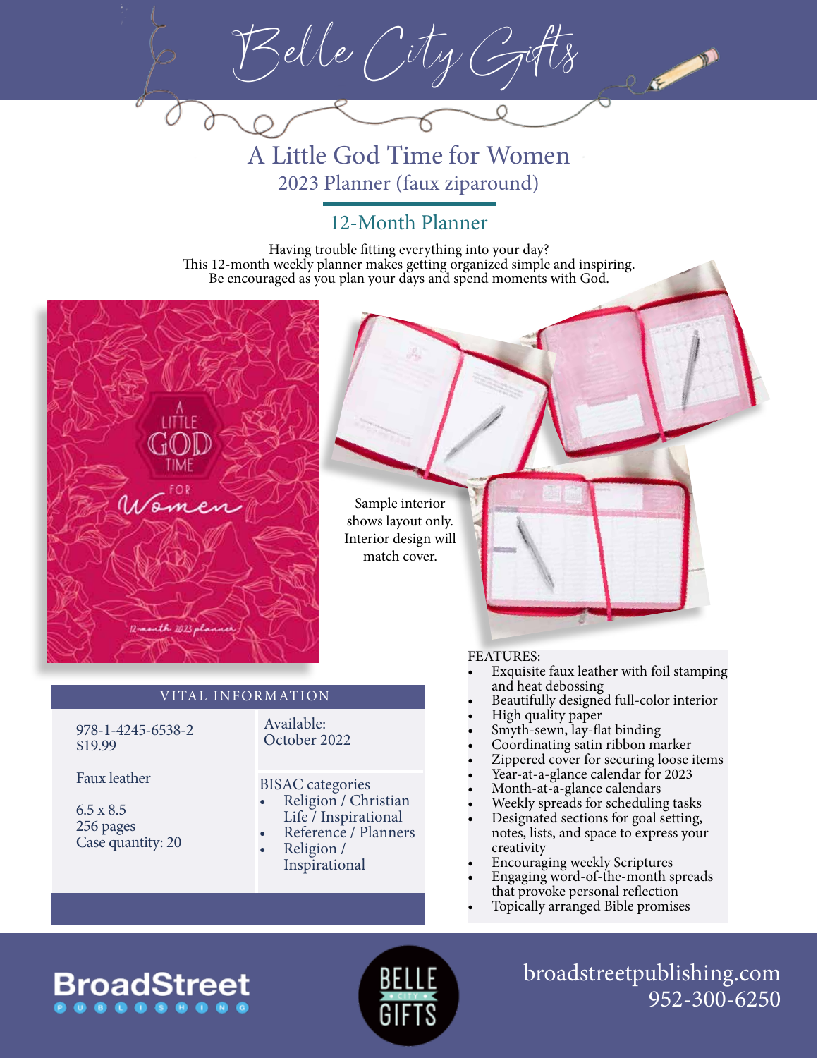# Belle City Gifts

## A Little God Time for Women

### 2023 Planner (faux ziparound)

### 12-Month Planner

Having trouble fitting everything into your day?
This 12-month weekly planner makes getting organized simple and inspiring.
Be encouraged as you plan your days and spend moments with God.

Sample interior shows layout only. Interior design will match cover.

**VITAL INFORMATION**

978-1-4245-6538-2
$19.99

Faux leather

6.5 x 8.5
256 pages
Case quantity: 20

Available:
October 2022

BISAC categories

- Religion / Christian Life / Inspirational
- Reference / Planners
- Religion / Inspirational

FEATURES:

- Exquisite faux leather with foil stamping and heat debossing
- Beautifully designed full-color interior
- High quality paper
- Smyth-sewn, lay-flat binding
- Coordinating satin ribbon marker
- Zippered cover for securing loose items
- Year-at-a-glance calendar for 2023
- Month-at-a-glance calendars
- Weekly spreads for scheduling tasks
- Designated sections for goal setting, notes, lists, and space to express your creativity
- Encouraging weekly Scriptures
- Engaging word-of-the-month spreads that provoke personal reflection
- Topically arranged Bible promises

BroadStreet Publishing

Belle City Gifts

broadstreetpublishing.com
952-300-6250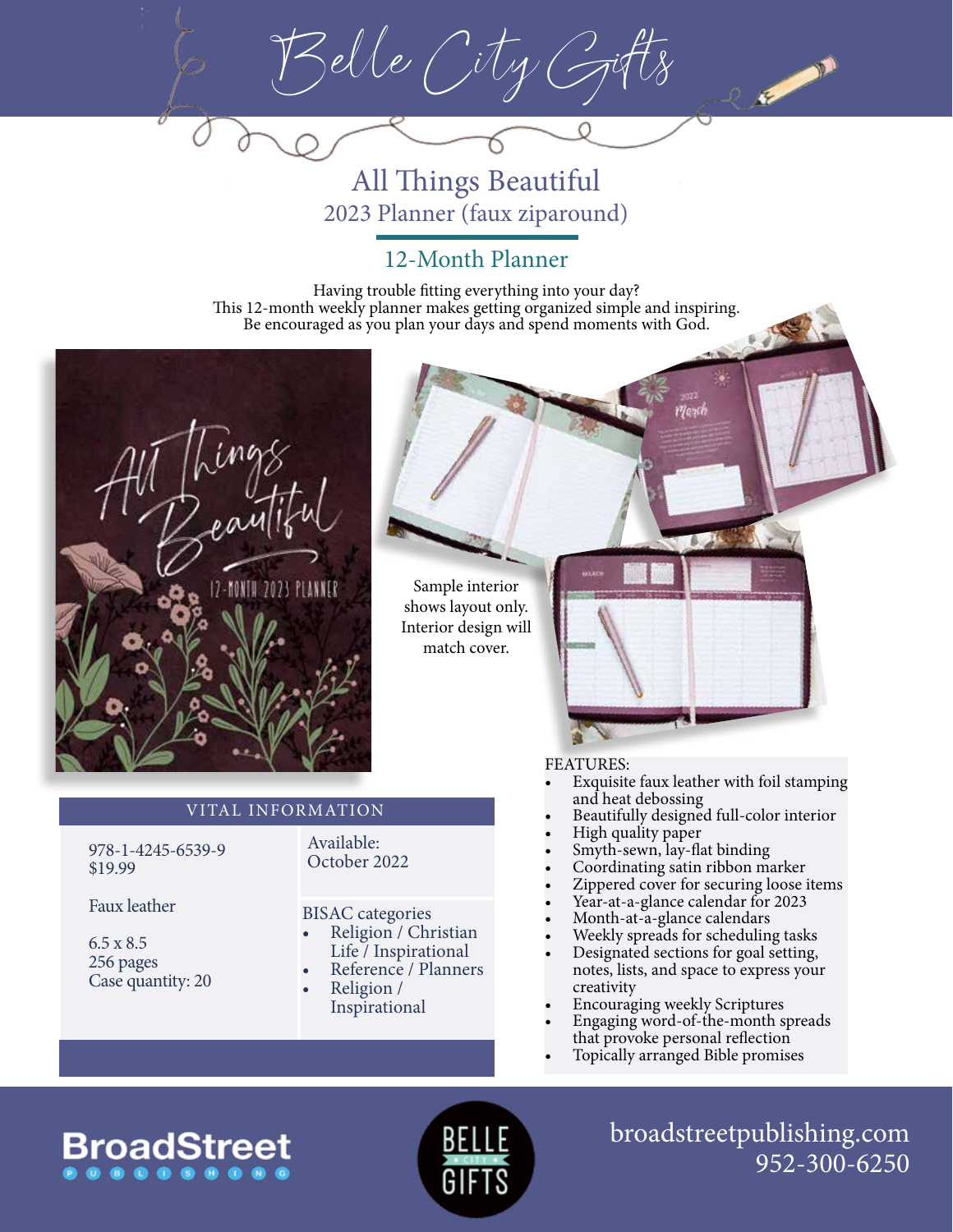# Belle City Gifts

## All Things Beautiful

2023 Planner (faux ziparound)

### 12-Month Planner

Having trouble fitting everything into your day?
This 12-month weekly planner makes getting organized simple and inspiring.
Be encouraged as you plan your days and spend moments with God.

Sample interior shows layout only. Interior design will match cover.

### VITAL INFORMATION

978-1-4245-6539-9
$19.99

Faux leather

6.5 x 8.5
256 pages
Case quantity: 20

Available:
October 2022

BISAC categories

- Religion / Christian Life / Inspirational
- Reference / Planners
- Religion / Inspirational

FEATURES:

- Exquisite faux leather with foil stamping and heat debossing
- Beautifully designed full-color interior
- High quality paper
- Smyth-sewn, lay-flat binding
- Coordinating satin ribbon marker
- Zippered cover for securing loose items
- Year-at-a-glance calendar for 2023
- Month-at-a-glance calendars
- Weekly spreads for scheduling tasks
- Designated sections for goal setting, notes, lists, and space to express your creativity
- Encouraging weekly Scriptures
- Engaging word-of-the-month spreads that provoke personal reflection
- Topically arranged Bible promises

BroadStreet Publishing

Belle City Gifts

broadstreetpublishing.com
952-300-6250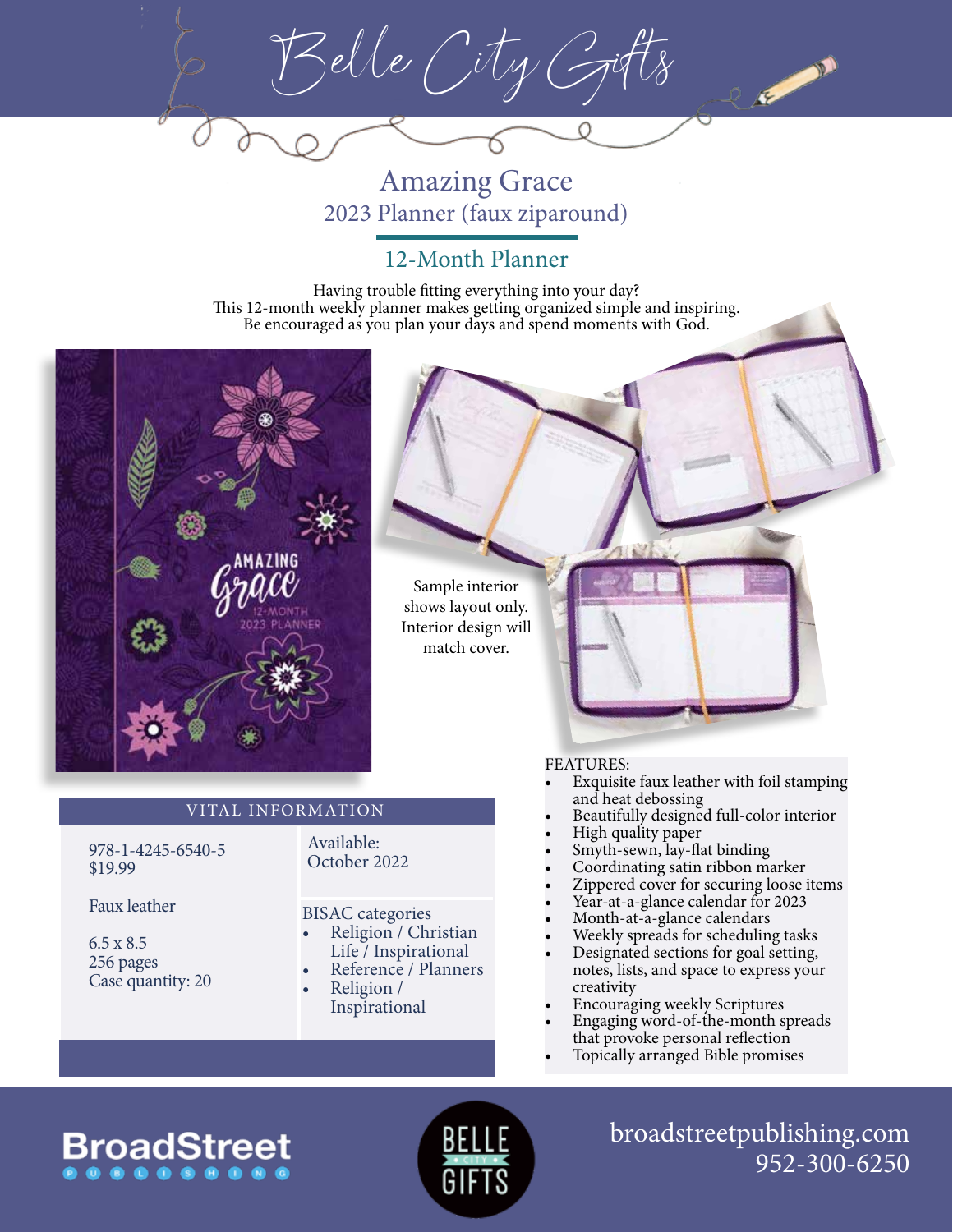# Belle City Gifts

## Amazing Grace

2023 Planner (faux ziparound)

### 12-Month Planner

Having trouble fitting everything into your day?
This 12-month weekly planner makes getting organized simple and inspiring.
Be encouraged as you plan your days and spend moments with God.

Sample interior shows layout only. Interior design will match cover.

### VITAL INFORMATION

978-1-4245-6540-5
$19.99

Faux leather

6.5 x 8.5
256 pages
Case quantity: 20

Available:
October 2022

BISAC categories
- Religion / Christian Life / Inspirational
- Reference / Planners
- Religion / Inspirational

FEATURES:
- Exquisite faux leather with foil stamping and heat debossing
- Beautifully designed full-color interior
- High quality paper
- Smyth-sewn, lay-flat binding
- Coordinating satin ribbon marker
- Zippered cover for securing loose items
- Year-at-a-glance calendar for 2023
- Month-at-a-glance calendars
- Weekly spreads for scheduling tasks
- Designated sections for goal setting, notes, lists, and space to express your creativity
- Encouraging weekly Scriptures
- Engaging word-of-the-month spreads that provoke personal reflection
- Topically arranged Bible promises

BroadStreet Publishing

Belle City Gifts

broadstreetpublishing.com
952-300-6250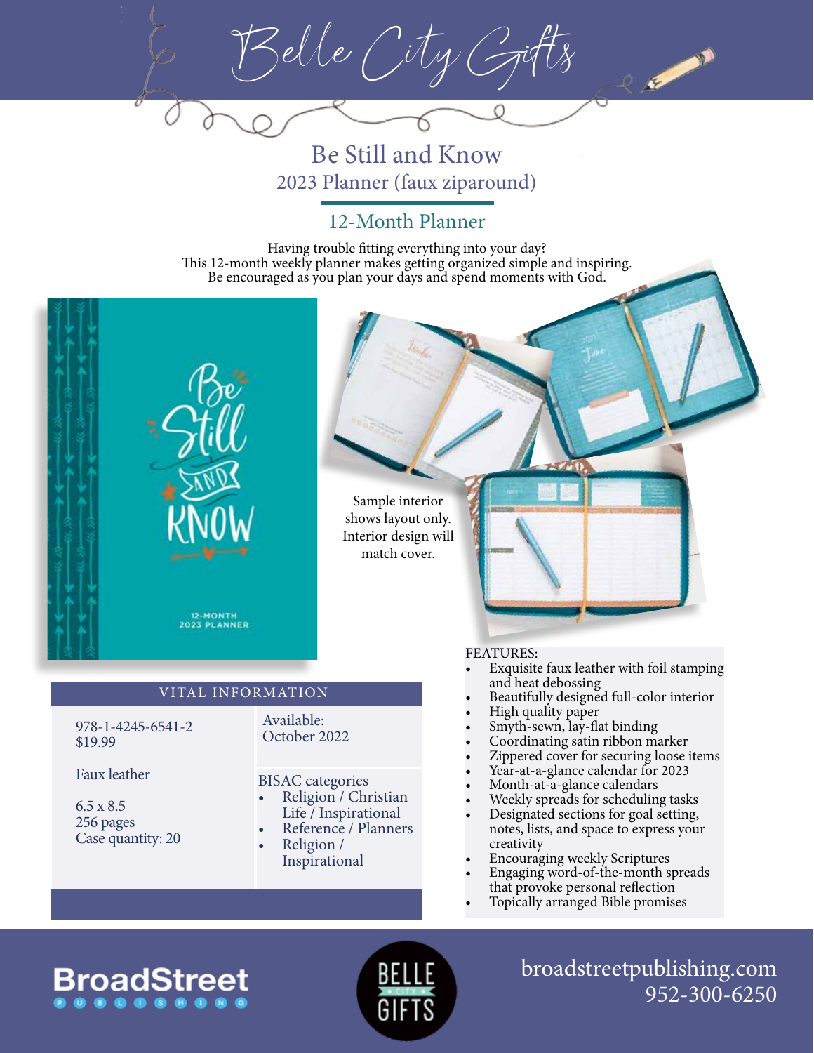# Belle City Gifts

## Be Still and Know

### 2023 Planner (faux ziparound)

### 12-Month Planner

Having trouble fitting everything into your day?
This 12-month weekly planner makes getting organized simple and inspiring.
Be encouraged as you plan your days and spend moments with God.

Sample interior shows layout only. Interior design will match cover.

## VITAL INFORMATION

978-1-4245-6541-2
$19.99

Faux leather

6.5 x 8.5
256 pages
Case quantity: 20

Available:
October 2022

BISAC categories

- Religion / Christian Life / Inspirational
- Reference / Planners
- Religion / Inspirational

FEATURES:

- Exquisite faux leather with foil stamping and heat debossing
- Beautifully designed full-color interior
- High quality paper
- Smyth-sewn, lay-flat binding
- Coordinating satin ribbon marker
- Zippered cover for securing loose items
- Year-at-a-glance calendar for 2023
- Month-at-a-glance calendars
- Weekly spreads for scheduling tasks
- Designated sections for goal setting, notes, lists, and space to express your creativity
- Encouraging weekly Scriptures
- Engaging word-of-the-month spreads that provoke personal reflection
- Topically arranged Bible promises

BroadStreet Publishing

Belle City Gifts

broadstreetpublishing.com
952-300-6250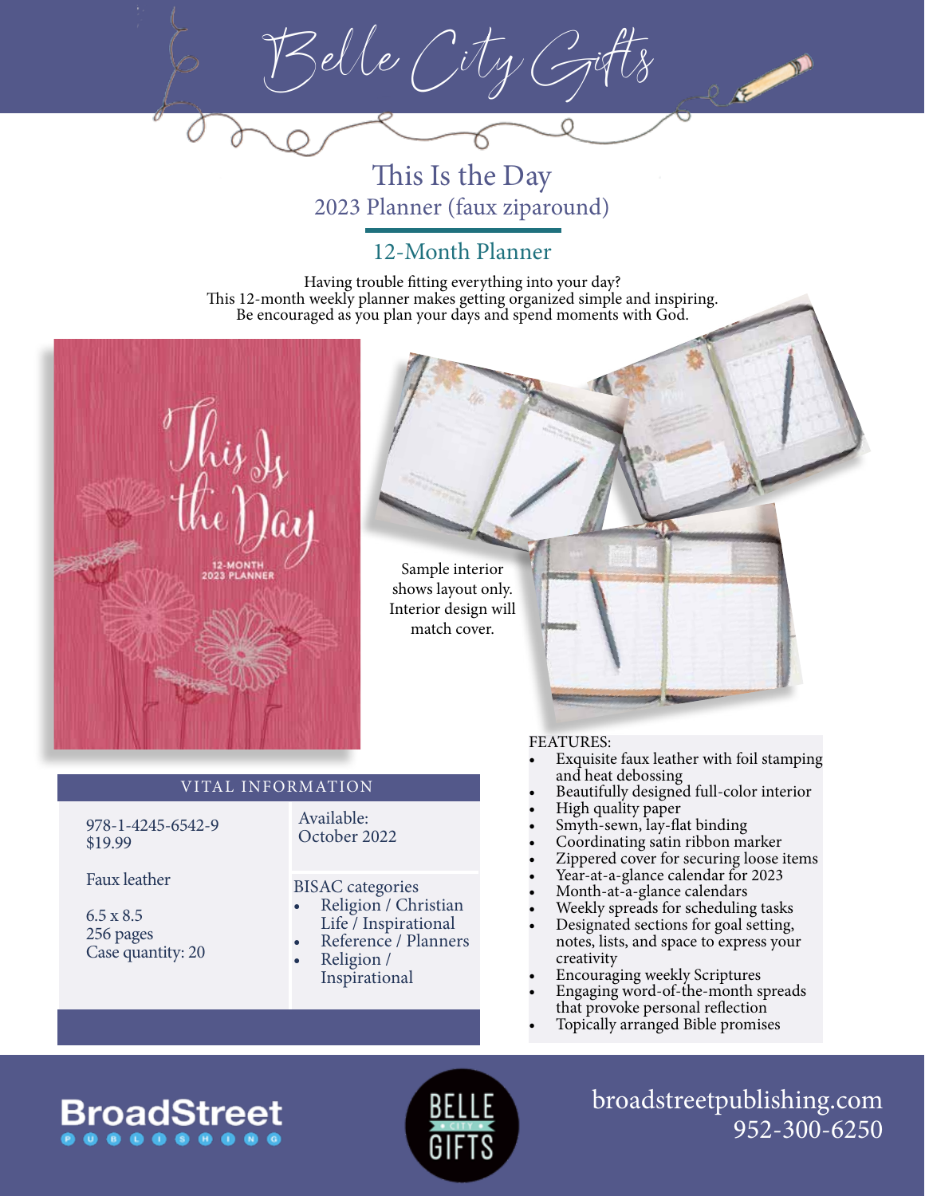# Belle City Gifts

## This Is the Day
### 2023 Planner (faux ziparound)

### 12-Month Planner

Having trouble fitting everything into your day?
This 12-month weekly planner makes getting organized simple and inspiring.
Be encouraged as you plan your days and spend moments with God.

Sample interior shows layout only. Interior design will match cover.

### VITAL INFORMATION

978-1-4245-6542-9
$19.99

Faux leather

6.5 x 8.5
256 pages
Case quantity: 20

Available:
October 2022

BISAC categories

- Religion / Christian Life / Inspirational
- Reference / Planners
- Religion / Inspirational

FEATURES:

- Exquisite faux leather with foil stamping and heat debossing
- Beautifully designed full-color interior
- High quality paper
- Smyth-sewn, lay-flat binding
- Coordinating satin ribbon marker
- Zippered cover for securing loose items
- Year-at-a-glance calendar for 2023
- Month-at-a-glance calendars
- Weekly spreads for scheduling tasks
- Designated sections for goal setting, notes, lists, and space to express your creativity
- Encouraging weekly Scriptures
- Engaging word-of-the-month spreads that provoke personal reflection
- Topically arranged Bible promises

BroadStreet Publishing

Belle City Gifts

broadstreetpublishing.com
952-300-6250